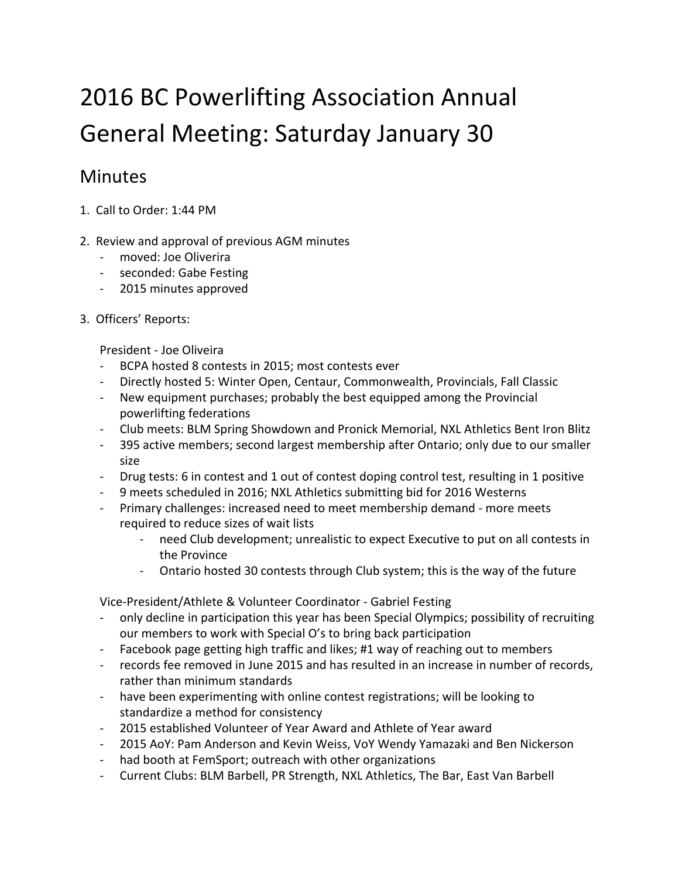# 2016 BC Powerlifting Association Annual General Meeting: Saturday January 30

## Minutes

1. Call to Order: 1:44 PM

2. Review and approval of previous AGM minutes
   - moved: Joe Oliverira
   - seconded: Gabe Festing
   - 2015 minutes approved

3. Officers' Reports:

   President - Joe Oliveira
   - BCPA hosted 8 contests in 2015; most contests ever
   - Directly hosted 5: Winter Open, Centaur, Commonwealth, Provincials, Fall Classic
   - New equipment purchases; probably the best equipped among the Provincial powerlifting federations
   - Club meets: BLM Spring Showdown and Pronick Memorial, NXL Athletics Bent Iron Blitz
   - 395 active members; second largest membership after Ontario; only due to our smaller size
   - Drug tests: 6 in contest and 1 out of contest doping control test, resulting in 1 positive
   - 9 meets scheduled in 2016; NXL Athletics submitting bid for 2016 Westerns
   - Primary challenges: increased need to meet membership demand - more meets required to reduce sizes of wait lists
     - need Club development; unrealistic to expect Executive to put on all contests in the Province
     - Ontario hosted 30 contests through Club system; this is the way of the future

   Vice-President/Athlete & Volunteer Coordinator - Gabriel Festing
   - only decline in participation this year has been Special Olympics; possibility of recruiting our members to work with Special O's to bring back participation
   - Facebook page getting high traffic and likes; #1 way of reaching out to members
   - records fee removed in June 2015 and has resulted in an increase in number of records, rather than minimum standards
   - have been experimenting with online contest registrations; will be looking to standardize a method for consistency
   - 2015 established Volunteer of Year Award and Athlete of Year award
   - 2015 AoY: Pam Anderson and Kevin Weiss, VoY Wendy Yamazaki and Ben Nickerson
   - had booth at FemSport; outreach with other organizations
   - Current Clubs: BLM Barbell, PR Strength, NXL Athletics, The Bar, East Van Barbell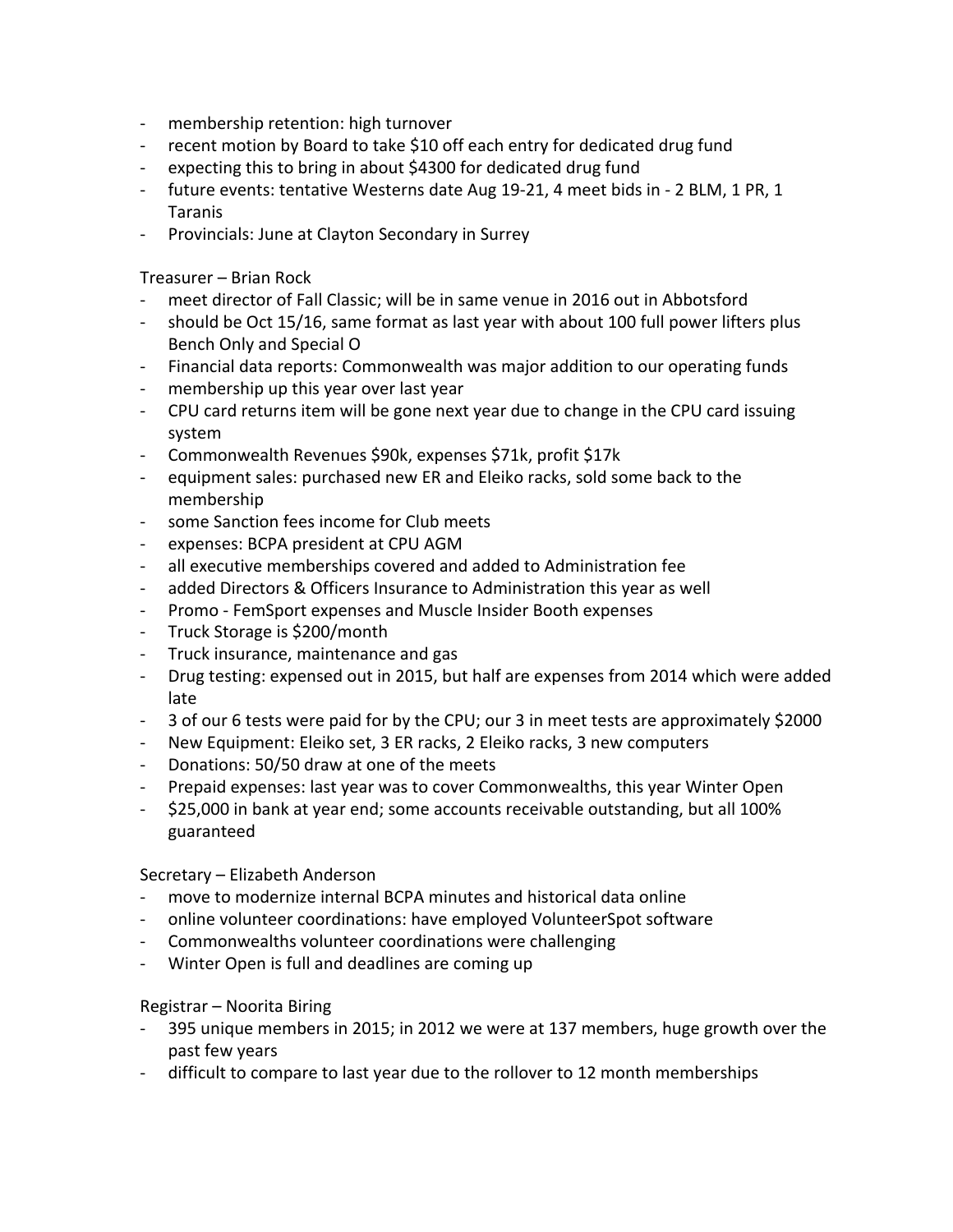- membership retention: high turnover
- recent motion by Board to take $10 off each entry for dedicated drug fund
- expecting this to bring in about $4300 for dedicated drug fund
- future events: tentative Westerns date Aug 19-21, 4 meet bids in - 2 BLM, 1 PR, 1 Taranis
- Provincials: June at Clayton Secondary in Surrey

Treasurer – Brian Rock

- meet director of Fall Classic; will be in same venue in 2016 out in Abbotsford
- should be Oct 15/16, same format as last year with about 100 full power lifters plus Bench Only and Special O
- Financial data reports: Commonwealth was major addition to our operating funds
- membership up this year over last year
- CPU card returns item will be gone next year due to change in the CPU card issuing system
- Commonwealth Revenues $90k, expenses $71k, profit $17k
- equipment sales: purchased new ER and Eleiko racks, sold some back to the membership
- some Sanction fees income for Club meets
- expenses: BCPA president at CPU AGM
- all executive memberships covered and added to Administration fee
- added Directors & Officers Insurance to Administration this year as well
- Promo - FemSport expenses and Muscle Insider Booth expenses
- Truck Storage is $200/month
- Truck insurance, maintenance and gas
- Drug testing: expensed out in 2015, but half are expenses from 2014 which were added late
- 3 of our 6 tests were paid for by the CPU; our 3 in meet tests are approximately $2000
- New Equipment: Eleiko set, 3 ER racks, 2 Eleiko racks, 3 new computers
- Donations: 50/50 draw at one of the meets
- Prepaid expenses: last year was to cover Commonwealths, this year Winter Open
- $25,000 in bank at year end; some accounts receivable outstanding, but all 100% guaranteed

Secretary – Elizabeth Anderson

- move to modernize internal BCPA minutes and historical data online
- online volunteer coordinations: have employed VolunteerSpot software
- Commonwealths volunteer coordinations were challenging
- Winter Open is full and deadlines are coming up

Registrar – Noorita Biring

- 395 unique members in 2015; in 2012 we were at 137 members, huge growth over the past few years
- difficult to compare to last year due to the rollover to 12 month memberships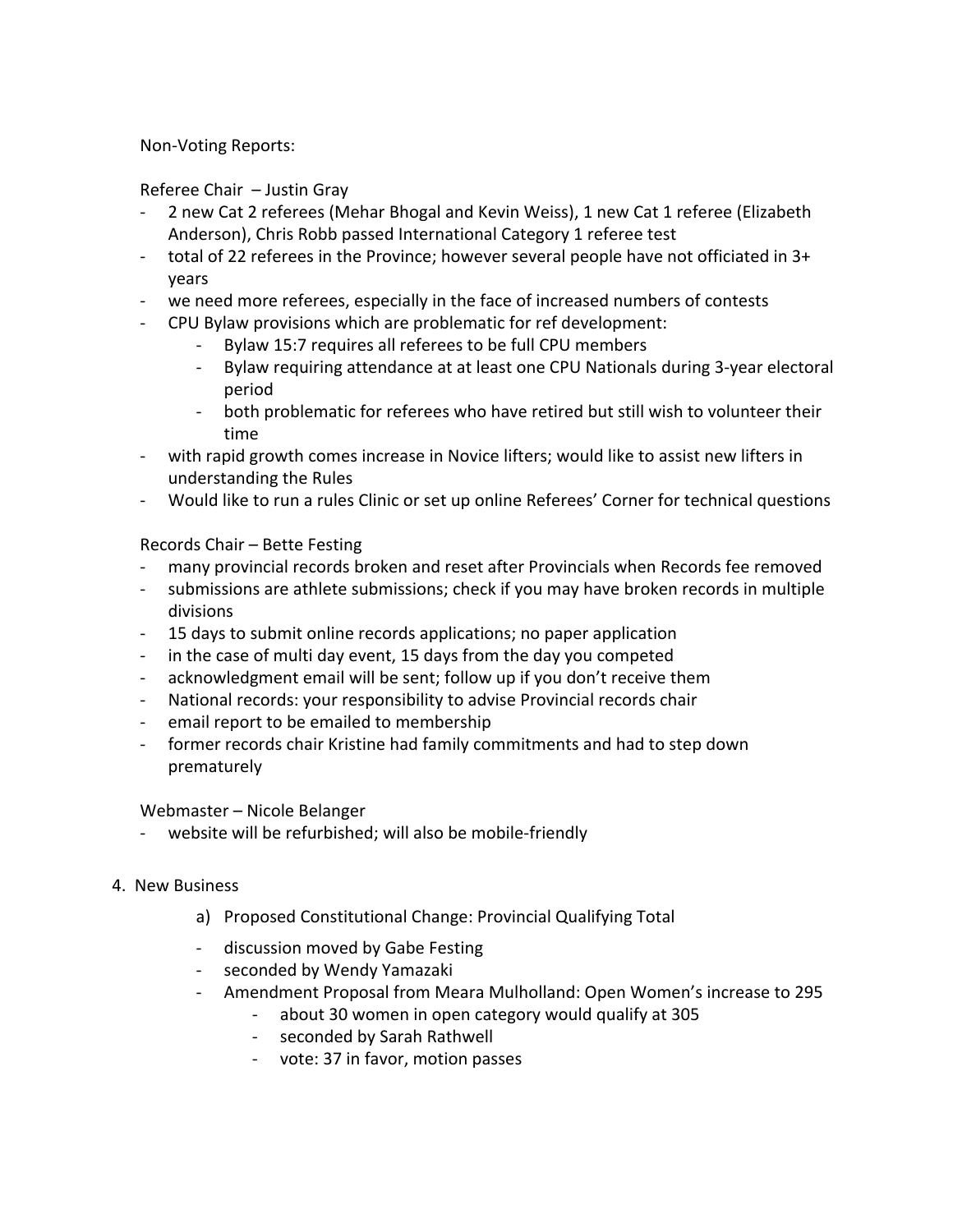Non-Voting Reports:

Referee Chair – Justin Gray

- 2 new Cat 2 referees (Mehar Bhogal and Kevin Weiss), 1 new Cat 1 referee (Elizabeth Anderson), Chris Robb passed International Category 1 referee test
- total of 22 referees in the Province; however several people have not officiated in 3+ years
- we need more referees, especially in the face of increased numbers of contests
- CPU Bylaw provisions which are problematic for ref development:
    - Bylaw 15:7 requires all referees to be full CPU members
    - Bylaw requiring attendance at at least one CPU Nationals during 3-year electoral period
    - both problematic for referees who have retired but still wish to volunteer their time
- with rapid growth comes increase in Novice lifters; would like to assist new lifters in understanding the Rules
- Would like to run a rules Clinic or set up online Referees' Corner for technical questions

Records Chair – Bette Festing

- many provincial records broken and reset after Provincials when Records fee removed
- submissions are athlete submissions; check if you may have broken records in multiple divisions
- 15 days to submit online records applications; no paper application
- in the case of multi day event, 15 days from the day you competed
- acknowledgment email will be sent; follow up if you don't receive them
- National records: your responsibility to advise Provincial records chair
- email report to be emailed to membership
- former records chair Kristine had family commitments and had to step down prematurely

Webmaster – Nicole Belanger

- website will be refurbished; will also be mobile-friendly

4. New Business

    a) Proposed Constitutional Change: Provincial Qualifying Total

    - discussion moved by Gabe Festing
    - seconded by Wendy Yamazaki
    - Amendment Proposal from Meara Mulholland: Open Women's increase to 295
        - about 30 women in open category would qualify at 305
        - seconded by Sarah Rathwell
        - vote: 37 in favor, motion passes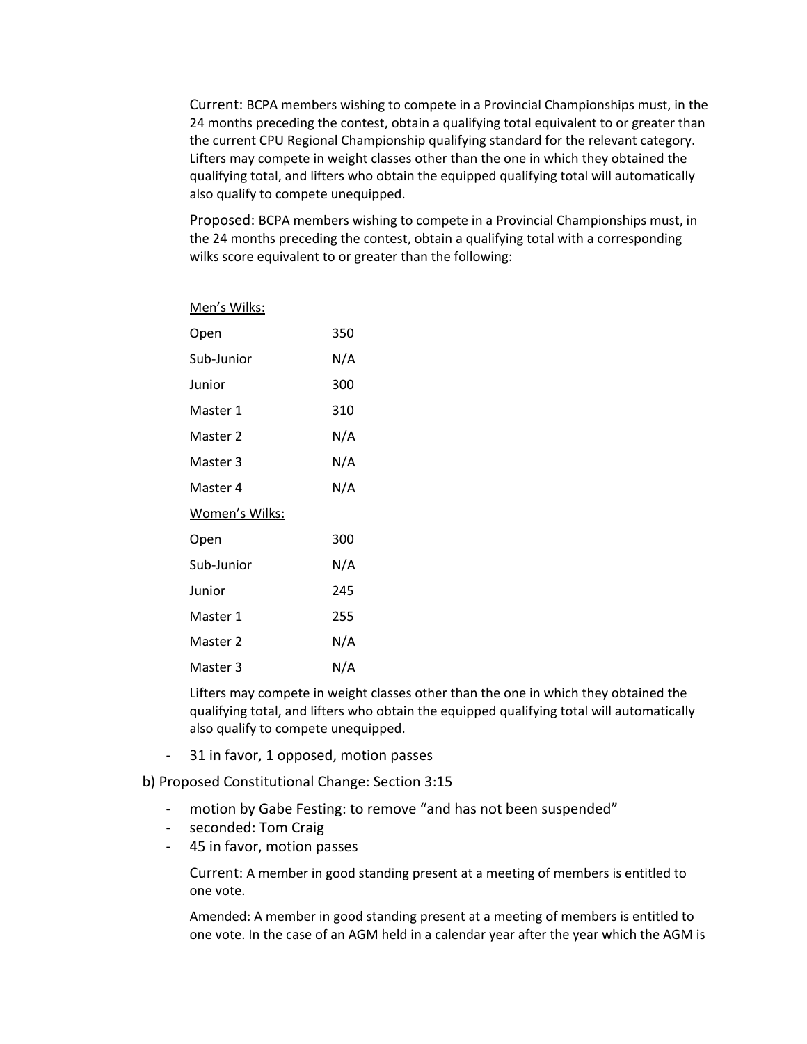Current: BCPA members wishing to compete in a Provincial Championships must, in the 24 months preceding the contest, obtain a qualifying total equivalent to or greater than the current CPU Regional Championship qualifying standard for the relevant category. Lifters may compete in weight classes other than the one in which they obtained the qualifying total, and lifters who obtain the equipped qualifying total will automatically also qualify to compete unequipped.

Proposed: BCPA members wishing to compete in a Provincial Championships must, in the 24 months preceding the contest, obtain a qualifying total with a corresponding wilks score equivalent to or greater than the following:

| Men's Wilks: | |
|---|---|
| Open | 350 |
| Sub-Junior | N/A |
| Junior | 300 |
| Master 1 | 310 |
| Master 2 | N/A |
| Master 3 | N/A |
| Master 4 | N/A |

| Women's Wilks: | |
|---|---|
| Open | 300 |
| Sub-Junior | N/A |
| Junior | 245 |
| Master 1 | 255 |
| Master 2 | N/A |
| Master 3 | N/A |

Lifters may compete in weight classes other than the one in which they obtained the qualifying total, and lifters who obtain the equipped qualifying total will automatically also qualify to compete unequipped.

- 31 in favor, 1 opposed, motion passes

b) Proposed Constitutional Change: Section 3:15

- motion by Gabe Festing: to remove "and has not been suspended"
- seconded: Tom Craig
- 45 in favor, motion passes

Current: A member in good standing present at a meeting of members is entitled to one vote.

Amended: A member in good standing present at a meeting of members is entitled to one vote. In the case of an AGM held in a calendar year after the year which the AGM is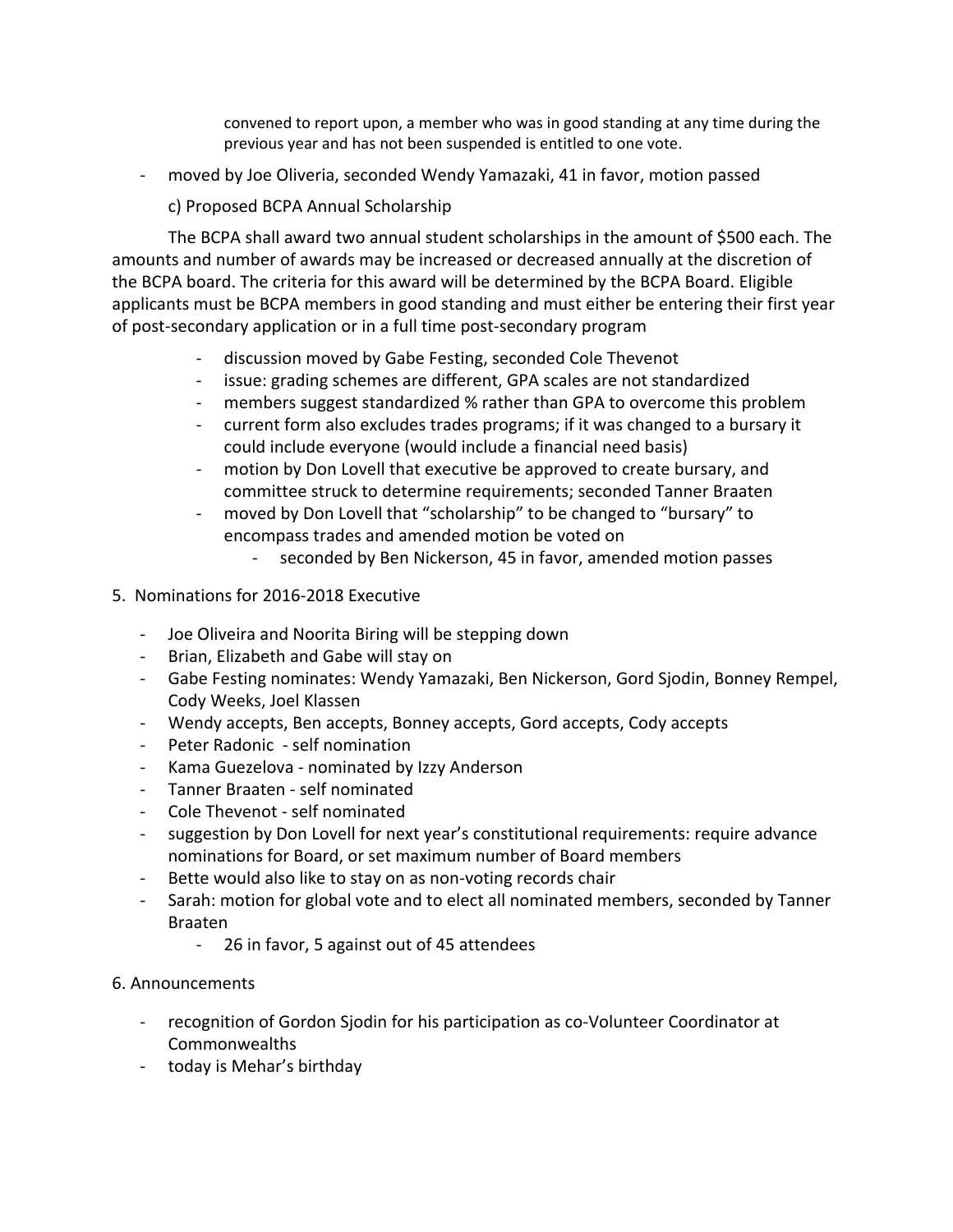convened to report upon, a member who was in good standing at any time during the previous year and has not been suspended is entitled to one vote.

- moved by Joe Oliveria, seconded Wendy Yamazaki, 41 in favor, motion passed

c) Proposed BCPA Annual Scholarship

The BCPA shall award two annual student scholarships in the amount of $500 each. The amounts and number of awards may be increased or decreased annually at the discretion of the BCPA board. The criteria for this award will be determined by the BCPA Board. Eligible applicants must be BCPA members in good standing and must either be entering their first year of post-secondary application or in a full time post-secondary program

- discussion moved by Gabe Festing, seconded Cole Thevenot
- issue: grading schemes are different, GPA scales are not standardized
- members suggest standardized % rather than GPA to overcome this problem
- current form also excludes trades programs; if it was changed to a bursary it could include everyone (would include a financial need basis)
- motion by Don Lovell that executive be approved to create bursary, and committee struck to determine requirements; seconded Tanner Braaten
- moved by Don Lovell that "scholarship" to be changed to "bursary" to encompass trades and amended motion be voted on
    - seconded by Ben Nickerson, 45 in favor, amended motion passes

5. Nominations for 2016-2018 Executive

- Joe Oliveira and Noorita Biring will be stepping down
- Brian, Elizabeth and Gabe will stay on
- Gabe Festing nominates: Wendy Yamazaki, Ben Nickerson, Gord Sjodin, Bonney Rempel, Cody Weeks, Joel Klassen
- Wendy accepts, Ben accepts, Bonney accepts, Gord accepts, Cody accepts
- Peter Radonic - self nomination
- Kama Guezelova - nominated by Izzy Anderson
- Tanner Braaten - self nominated
- Cole Thevenot - self nominated
- suggestion by Don Lovell for next year's constitutional requirements: require advance nominations for Board, or set maximum number of Board members
- Bette would also like to stay on as non-voting records chair
- Sarah: motion for global vote and to elect all nominated members, seconded by Tanner Braaten
    - 26 in favor, 5 against out of 45 attendees

6. Announcements

- recognition of Gordon Sjodin for his participation as co-Volunteer Coordinator at Commonwealths
- today is Mehar's birthday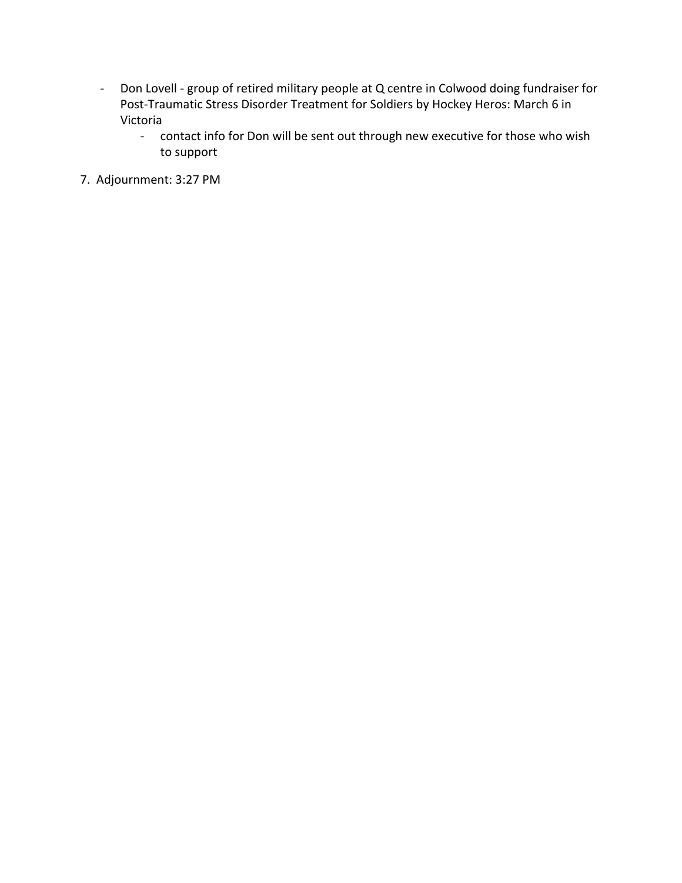- Don Lovell - group of retired military people at Q centre in Colwood doing fundraiser for Post-Traumatic Stress Disorder Treatment for Soldiers by Hockey Heros: March 6 in Victoria
    - contact info for Don will be sent out through new executive for those who wish to support

7. Adjournment: 3:27 PM